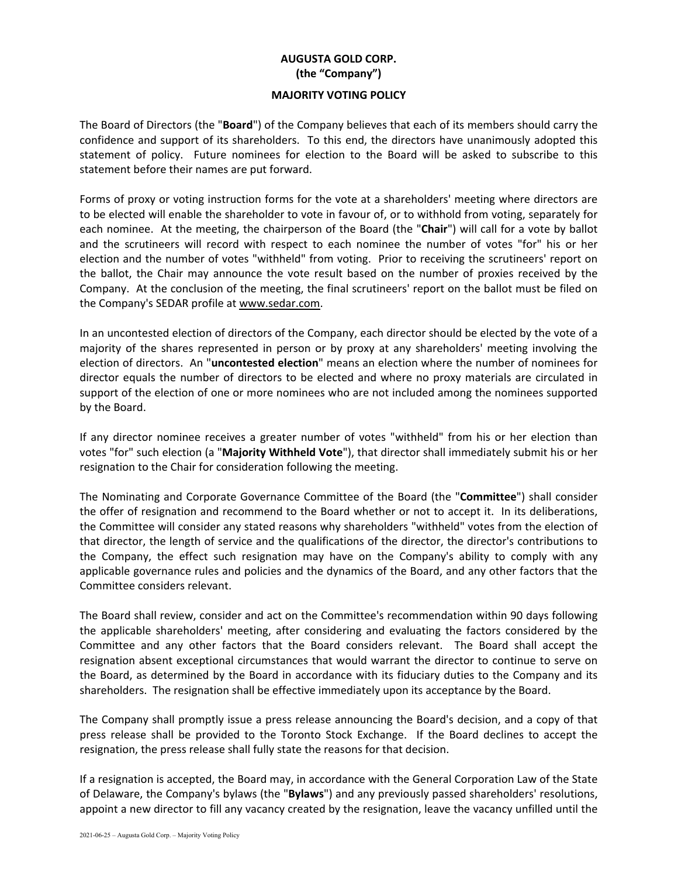# AUGUSTA GOLD CORP.
## (the "Company")

## MAJORITY VOTING POLICY

The Board of Directors (the "**Board**") of the Company believes that each of its members should carry the confidence and support of its shareholders. To this end, the directors have unanimously adopted this statement of policy. Future nominees for election to the Board will be asked to subscribe to this statement before their names are put forward.

Forms of proxy or voting instruction forms for the vote at a shareholders' meeting where directors are to be elected will enable the shareholder to vote in favour of, or to withhold from voting, separately for each nominee. At the meeting, the chairperson of the Board (the "**Chair**") will call for a vote by ballot and the scrutineers will record with respect to each nominee the number of votes "for" his or her election and the number of votes "withheld" from voting. Prior to receiving the scrutineers' report on the ballot, the Chair may announce the vote result based on the number of proxies received by the Company. At the conclusion of the meeting, the final scrutineers' report on the ballot must be filed on the Company's SEDAR profile at www.sedar.com.

In an uncontested election of directors of the Company, each director should be elected by the vote of a majority of the shares represented in person or by proxy at any shareholders' meeting involving the election of directors. An "**uncontested election**" means an election where the number of nominees for director equals the number of directors to be elected and where no proxy materials are circulated in support of the election of one or more nominees who are not included among the nominees supported by the Board.

If any director nominee receives a greater number of votes "withheld" from his or her election than votes "for" such election (a "**Majority Withheld Vote**"), that director shall immediately submit his or her resignation to the Chair for consideration following the meeting.

The Nominating and Corporate Governance Committee of the Board (the "**Committee**") shall consider the offer of resignation and recommend to the Board whether or not to accept it. In its deliberations, the Committee will consider any stated reasons why shareholders "withheld" votes from the election of that director, the length of service and the qualifications of the director, the director's contributions to the Company, the effect such resignation may have on the Company's ability to comply with any applicable governance rules and policies and the dynamics of the Board, and any other factors that the Committee considers relevant.

The Board shall review, consider and act on the Committee's recommendation within 90 days following the applicable shareholders' meeting, after considering and evaluating the factors considered by the Committee and any other factors that the Board considers relevant. The Board shall accept the resignation absent exceptional circumstances that would warrant the director to continue to serve on the Board, as determined by the Board in accordance with its fiduciary duties to the Company and its shareholders. The resignation shall be effective immediately upon its acceptance by the Board.

The Company shall promptly issue a press release announcing the Board's decision, and a copy of that press release shall be provided to the Toronto Stock Exchange. If the Board declines to accept the resignation, the press release shall fully state the reasons for that decision.

If a resignation is accepted, the Board may, in accordance with the General Corporation Law of the State of Delaware, the Company's bylaws (the "**Bylaws**") and any previously passed shareholders' resolutions, appoint a new director to fill any vacancy created by the resignation, leave the vacancy unfilled until the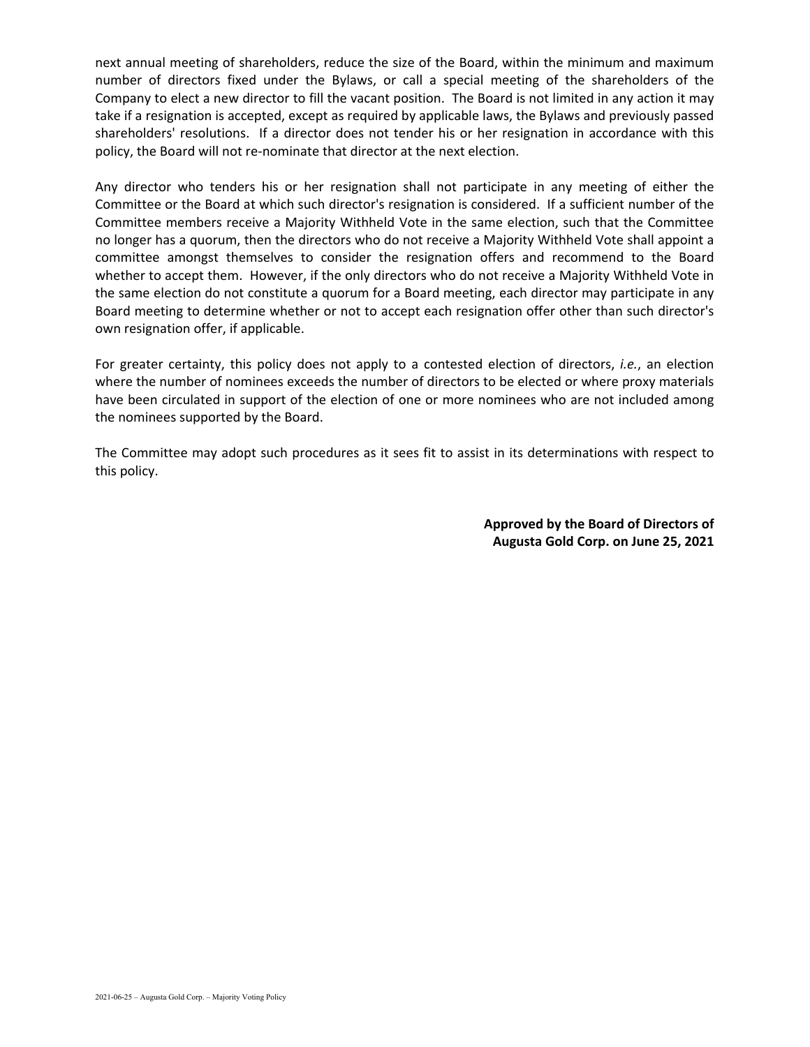next annual meeting of shareholders, reduce the size of the Board, within the minimum and maximum number of directors fixed under the Bylaws, or call a special meeting of the shareholders of the Company to elect a new director to fill the vacant position. The Board is not limited in any action it may take if a resignation is accepted, except as required by applicable laws, the Bylaws and previously passed shareholders' resolutions. If a director does not tender his or her resignation in accordance with this policy, the Board will not re-nominate that director at the next election.

Any director who tenders his or her resignation shall not participate in any meeting of either the Committee or the Board at which such director's resignation is considered. If a sufficient number of the Committee members receive a Majority Withheld Vote in the same election, such that the Committee no longer has a quorum, then the directors who do not receive a Majority Withheld Vote shall appoint a committee amongst themselves to consider the resignation offers and recommend to the Board whether to accept them. However, if the only directors who do not receive a Majority Withheld Vote in the same election do not constitute a quorum for a Board meeting, each director may participate in any Board meeting to determine whether or not to accept each resignation offer other than such director's own resignation offer, if applicable.

For greater certainty, this policy does not apply to a contested election of directors, *i.e.*, an election where the number of nominees exceeds the number of directors to be elected or where proxy materials have been circulated in support of the election of one or more nominees who are not included among the nominees supported by the Board.

The Committee may adopt such procedures as it sees fit to assist in its determinations with respect to this policy.

**Approved by the Board of Directors of Augusta Gold Corp. on June 25, 2021**